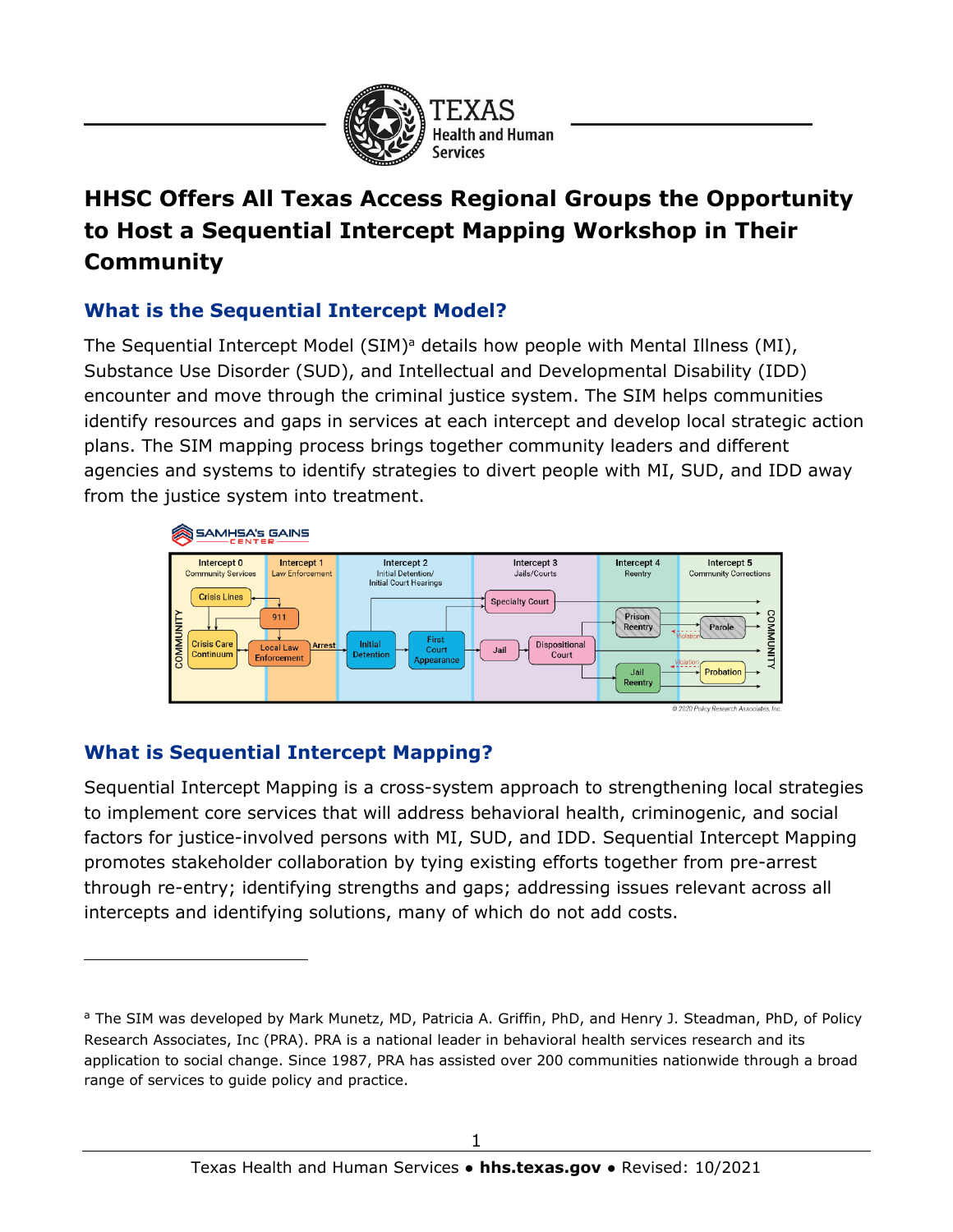# HHSC Offers All Texas Access Regional Groups the Opportunity to Host a Sequential Intercept Mapping Workshop in Their Community

## What is the Sequential Intercept Model?

The Sequential Intercept Model (SIM)[a] details how people with Mental Illness (MI), Substance Use Disorder (SUD), and Intellectual and Developmental Disability (IDD) encounter and move through the criminal justice system. The SIM helps communities identify resources and gaps in services at each intercept and develop local strategic action plans. The SIM mapping process brings together community leaders and different agencies and systems to identify strategies to divert people with MI, SUD, and IDD away from the justice system into treatment.

SAMHSA's GAINS CENTER

Intercept 0 Community Services
Intercept 1 Law Enforcement
Intercept 2 Initial Detention/ Initial Court Hearings
Intercept 3 Jails/Courts
Intercept 4 Reentry
Intercept 5 Community Corrections

COMMUNITY
Crisis Lines
911
Crisis Care Continuum
Local Law Enforcement
Arrest
Initial Detention
First Court Appearance
Specialty Court
Jail
Dispositional Court
Prison Reentry
Jail Reentry
Violation
Parole
Probation
COMMUNITY

© 2020 Policy Research Associates, Inc

## What is Sequential Intercept Mapping?

Sequential Intercept Mapping is a cross-system approach to strengthening local strategies to implement core services that will address behavioral health, criminogenic, and social factors for justice-involved persons with MI, SUD, and IDD. Sequential Intercept Mapping promotes stakeholder collaboration by tying existing efforts together from pre-arrest through re-entry; identifying strengths and gaps; addressing issues relevant across all intercepts and identifying solutions, many of which do not add costs.

---

[a] The SIM was developed by Mark Munetz, MD, Patricia A. Griffin, PhD, and Henry J. Steadman, PhD, of Policy Research Associates, Inc (PRA). PRA is a national leader in behavioral health services research and its application to social change. Since 1987, PRA has assisted over 200 communities nationwide through a broad range of services to guide policy and practice.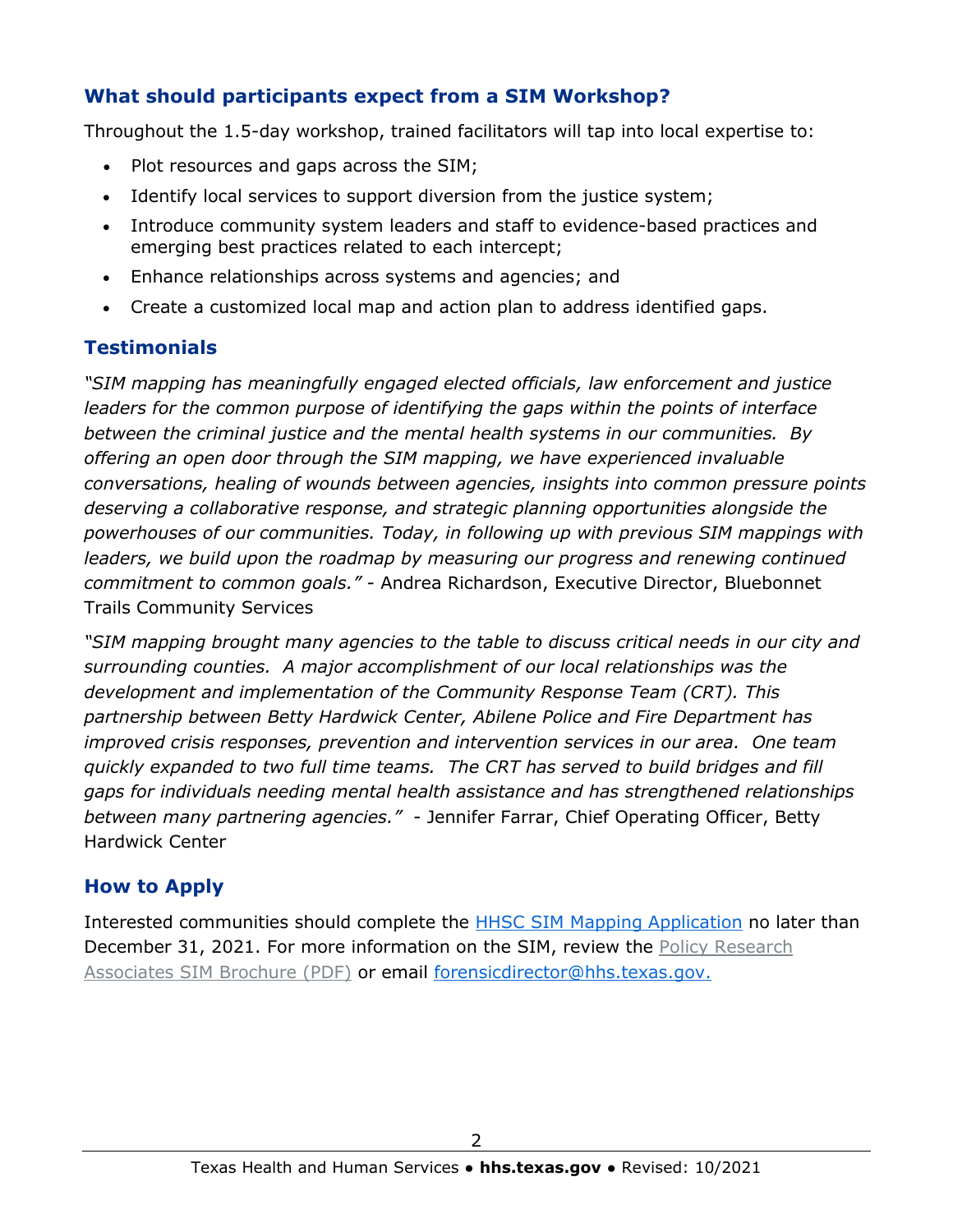## What should participants expect from a SIM Workshop?

Throughout the 1.5-day workshop, trained facilitators will tap into local expertise to:

- Plot resources and gaps across the SIM;
- Identify local services to support diversion from the justice system;
- Introduce community system leaders and staff to evidence-based practices and emerging best practices related to each intercept;
- Enhance relationships across systems and agencies; and
- Create a customized local map and action plan to address identified gaps.

## Testimonials

*"SIM mapping has meaningfully engaged elected officials, law enforcement and justice leaders for the common purpose of identifying the gaps within the points of interface between the criminal justice and the mental health systems in our communities. By offering an open door through the SIM mapping, we have experienced invaluable conversations, healing of wounds between agencies, insights into common pressure points deserving a collaborative response, and strategic planning opportunities alongside the powerhouses of our communities. Today, in following up with previous SIM mappings with leaders, we build upon the roadmap by measuring our progress and renewing continued commitment to common goals."* - Andrea Richardson, Executive Director, Bluebonnet Trails Community Services

*"SIM mapping brought many agencies to the table to discuss critical needs in our city and surrounding counties. A major accomplishment of our local relationships was the development and implementation of the Community Response Team (CRT). This partnership between Betty Hardwick Center, Abilene Police and Fire Department has improved crisis responses, prevention and intervention services in our area. One team quickly expanded to two full time teams. The CRT has served to build bridges and fill gaps for individuals needing mental health assistance and has strengthened relationships between many partnering agencies."* - Jennifer Farrar, Chief Operating Officer, Betty Hardwick Center

## How to Apply

Interested communities should complete the HHSC SIM Mapping Application no later than December 31, 2021. For more information on the SIM, review the Policy Research Associates SIM Brochure (PDF) or email forensicdirector@hhs.texas.gov.